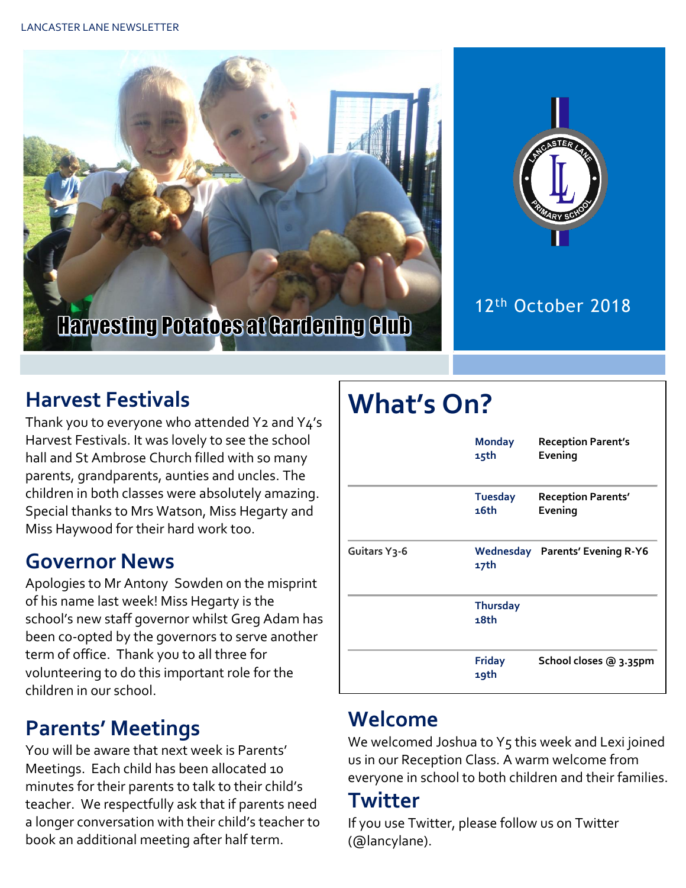Harvesting Potatoes at Gardening Club

12th October 2018

## Harvest Festivals

Thank you to everyone who attended Y2 and Y4's Harvest Festivals. It was lovely to see the school hall and St Ambrose Church filled with so many parents, grandparents, aunties and uncles. The children in both classes were absolutely amazing. Special thanks to Mrs Watson, Miss Hegarty and Miss Haywood for their hard work too.

## Governor News

Apologies to Mr Antony Sowden on the misprint of his name last week! Miss Hegarty is the school's new staff governor whilst Greg Adam has been co-opted by the governors to serve another term of office. Thank you to all three for volunteering to do this important role for the children in our school.

## Parents' Meetings

You will be aware that next week is Parents' Meetings. Each child has been allocated 10 minutes for their parents to talk to their child's teacher. We respectfully ask that if parents need a longer conversation with their child's teacher to book an additional meeting after half term.

# What's On?

| | | |
|---|---|---|
| | **Monday 15th** | **Reception Parent's Evening** |
| | **Tuesday 16th** | **Reception Parents' Evening** |
| Guitars Y3-6 | **Wednesday 17th** | **Parents' Evening R-Y6** |
| | **Thursday 18th** | |
| | **Friday 19th** | **School closes @ 3.35pm** |

## Welcome

We welcomed Joshua to Y5 this week and Lexi joined us in our Reception Class. A warm welcome from everyone in school to both children and their families.

## Twitter

If you use Twitter, please follow us on Twitter (@lancylane).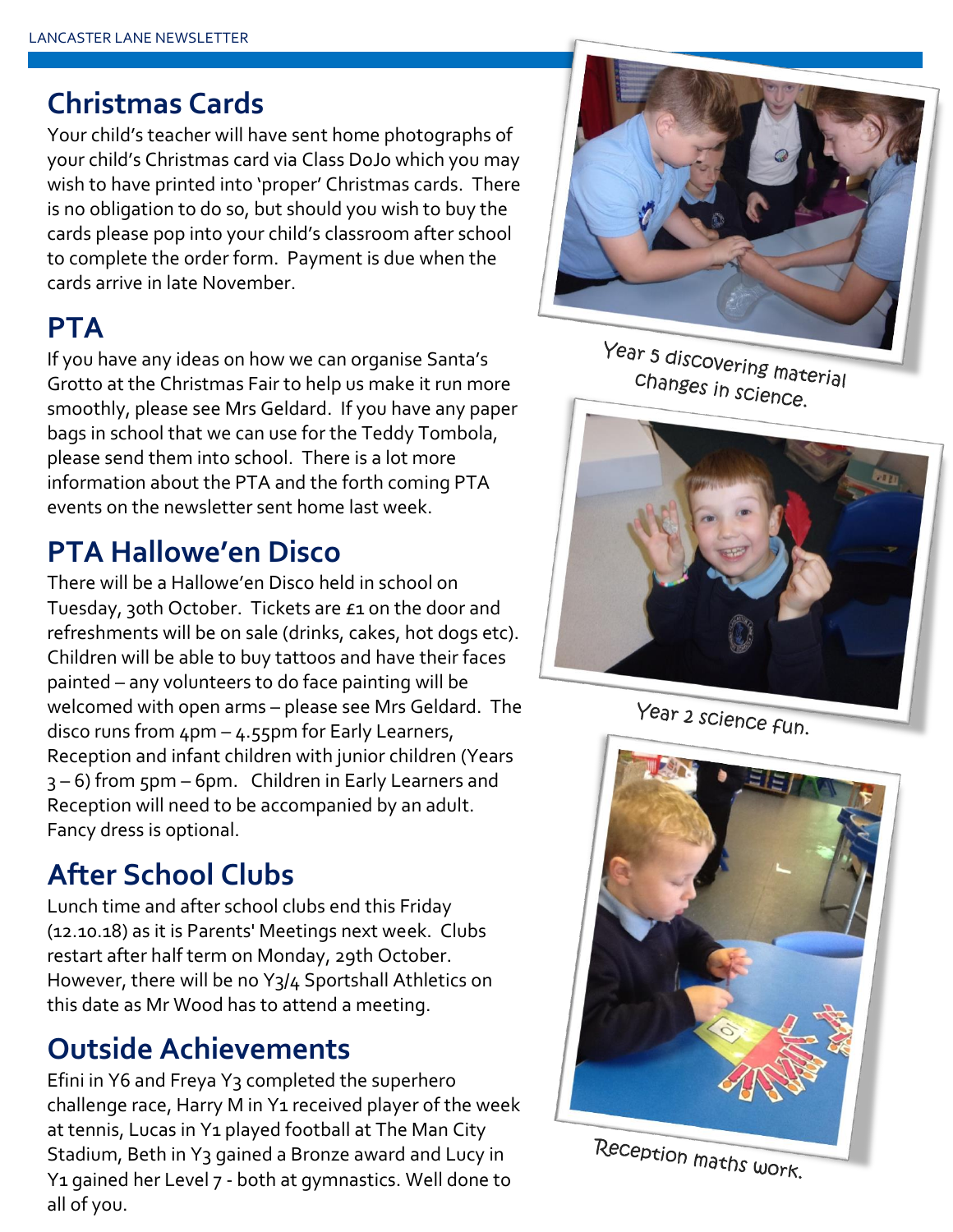## Christmas Cards

Your child's teacher will have sent home photographs of your child's Christmas card via Class DoJo which you may wish to have printed into 'proper' Christmas cards. There is no obligation to do so, but should you wish to buy the cards please pop into your child's classroom after school to complete the order form. Payment is due when the cards arrive in late November.

## PTA

If you have any ideas on how we can organise Santa's Grotto at the Christmas Fair to help us make it run more smoothly, please see Mrs Geldard. If you have any paper bags in school that we can use for the Teddy Tombola, please send them into school. There is a lot more information about the PTA and the forth coming PTA events on the newsletter sent home last week.

## PTA Hallowe'en Disco

There will be a Hallowe'en Disco held in school on Tuesday, 30th October. Tickets are £1 on the door and refreshments will be on sale (drinks, cakes, hot dogs etc). Children will be able to buy tattoos and have their faces painted – any volunteers to do face painting will be welcomed with open arms – please see Mrs Geldard. The disco runs from 4pm – 4.55pm for Early Learners, Reception and infant children with junior children (Years 3 – 6) from 5pm – 6pm. Children in Early Learners and Reception will need to be accompanied by an adult. Fancy dress is optional.

## After School Clubs

Lunch time and after school clubs end this Friday (12.10.18) as it is Parents' Meetings next week. Clubs restart after half term on Monday, 29th October. However, there will be no Y3/4 Sportshall Athletics on this date as Mr Wood has to attend a meeting.

## Outside Achievements

Efini in Y6 and Freya Y3 completed the superhero challenge race, Harry M in Y1 received player of the week at tennis, Lucas in Y1 played football at The Man City Stadium, Beth in Y3 gained a Bronze award and Lucy in Y1 gained her Level 7 - both at gymnastics. Well done to all of you.

Year 5 discovering material changes in science.

Year 2 science fun.

Reception maths work.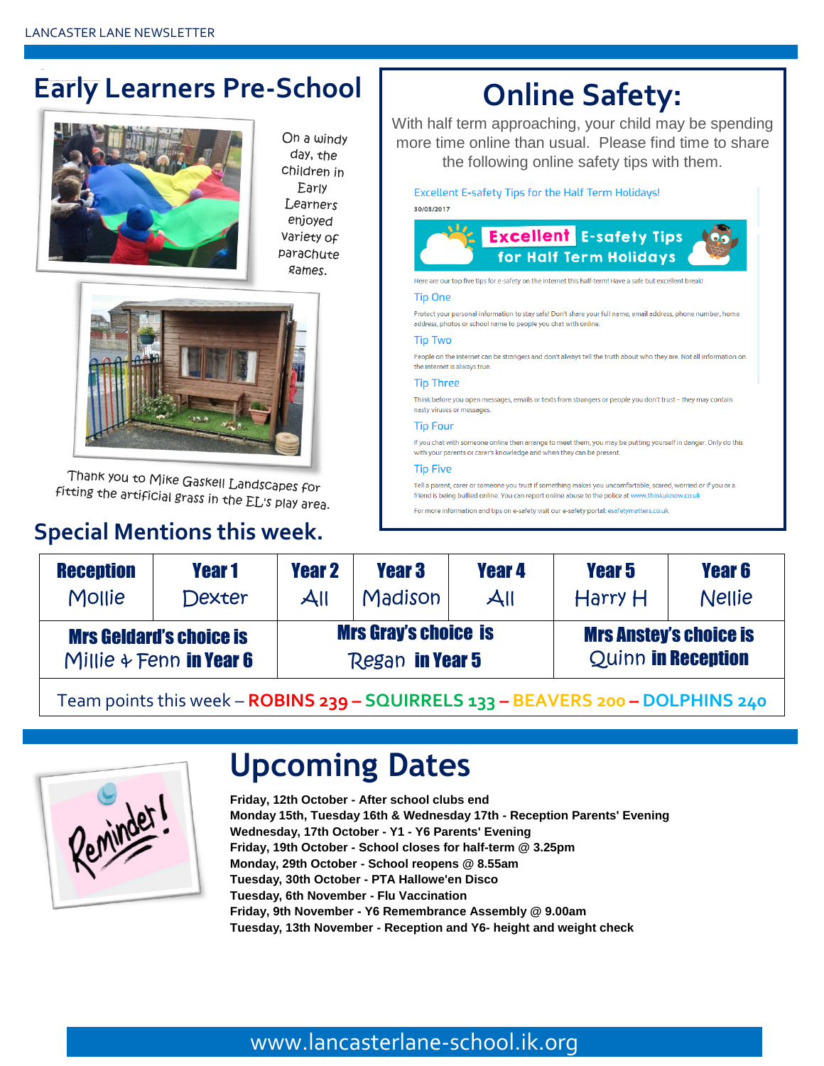## Early Learners Pre-School

On a windy day, the children in Early Learners enjoyed variety of parachute games.

Thank you to Mike Gaskell Landscapes for fitting the artificial grass in the EL's play area.

## Online Safety:

With half term approaching, your child may be spending more time online than usual. Please find time to share the following online safety tips with them.

Excellent E-safety Tips for the Half Term Holidays!

30/03/2017

**Excellent E-safety Tips for Half Term Holidays**

Here are our top five tips for e-safety on the internet this half-term! Have a safe but excellent break!

### Tip One

Protect your personal information to stay safe! Don't share your full name, email address, phone number, home address, photos or school name to people you chat with online.

### Tip Two

People on the internet can be strangers and don't always tell the truth about who they are. Not all information on the internet is always true.

### Tip Three

Think before you open messages, emails or texts from strangers or people you don't trust – they may contain nasty viruses or messages.

### Tip Four

If you chat with someone online then arrange to meet them, you may be putting yourself in danger. Only do this with your parents or carer's knowledge and when they can be present.

### Tip Five

Tell a parent, carer or someone you trust if something makes you uncomfortable, scared, worried or if you or a friend is being bullied online. You can report online abuse to the police at www.thinkuknow.co.uk

For more information and tips on e-safety visit our e-safety portal: esafetymatters.co.uk

## Special Mentions this week.

| Reception | Year 1 | Year 2 | Year 3 | Year 4 | Year 5 | Year 6 |
|---|---|---|---|---|---|---|
| Mollie | Dexter | All | Madison | All | Harry H | Nellie |

**Mrs Geldard's choice is** Millie & Fenn **in Year 6**

**Mrs Gray's choice is** Regan **in Year 5**

**Mrs Anstey's choice is** Quinn **in Reception**

Team points this week – **ROBINS 239 – SQUIRRELS 133 – BEAVERS 200 – DOLPHINS 240**

## Upcoming Dates

**Friday, 12th October - After school clubs end**
**Monday 15th, Tuesday 16th & Wednesday 17th - Reception Parents' Evening**
**Wednesday, 17th October - Y1 - Y6 Parents' Evening**
**Friday, 19th October - School closes for half-term @ 3.25pm**
**Monday, 29th October - School reopens @ 8.55am**
**Tuesday, 30th October - PTA Hallowe'en Disco**
**Tuesday, 6th November - Flu Vaccination**
**Friday, 9th November - Y6 Remembrance Assembly @ 9.00am**
**Tuesday, 13th November - Reception and Y6- height and weight check**

www.lancasterlane-school.ik.org